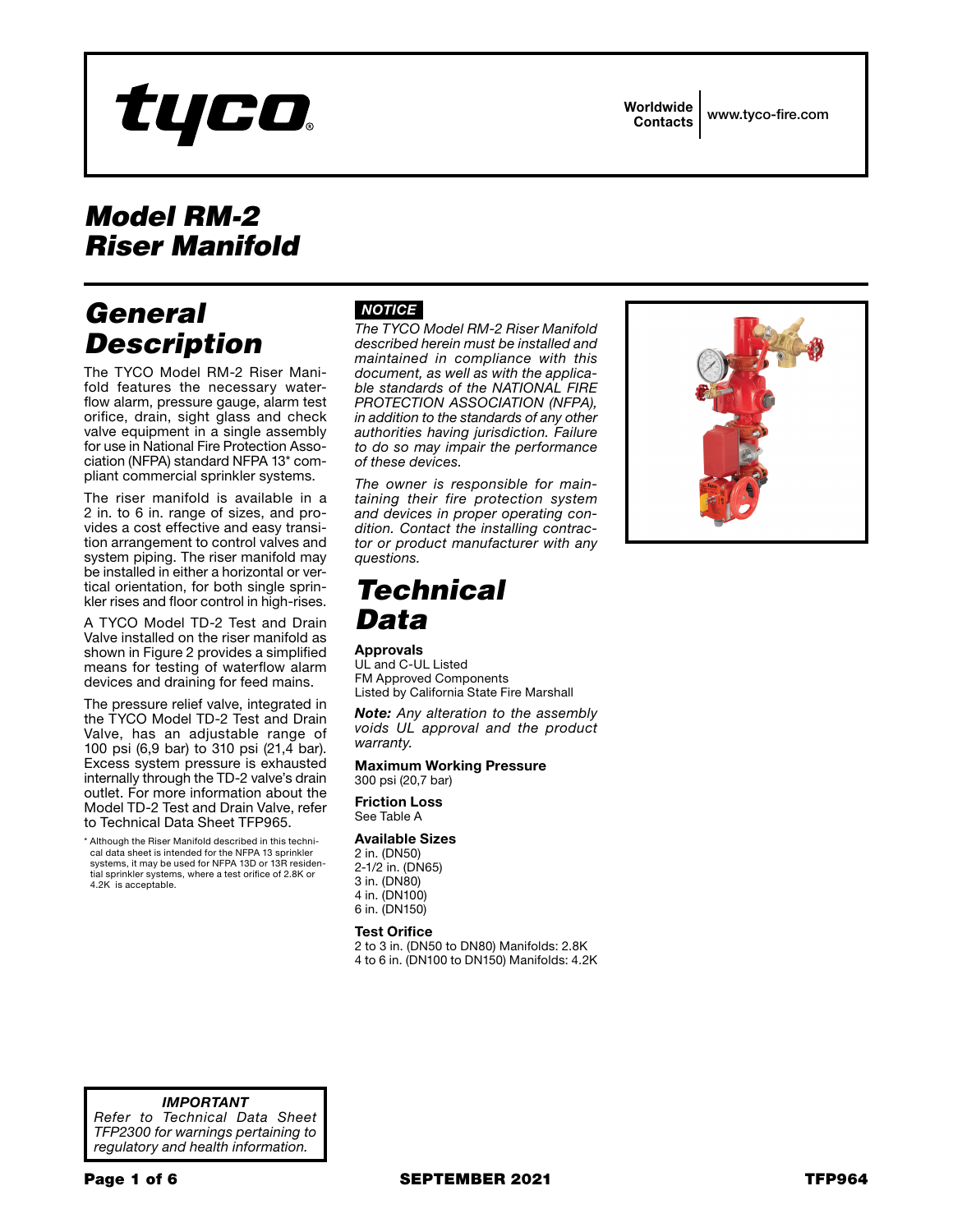Worldwide Contacts | www.tyco-fire.com

# Model RM-2 Riser Manifold

## General Description

The TYCO Model RM-2 Riser Manifold features the necessary waterflow alarm, pressure gauge, alarm test orifice, drain, sight glass and check valve equipment in a single assembly for use in National Fire Protection Association (NFPA) standard NFPA 13* compliant commercial sprinkler systems.

The riser manifold is available in a 2 in. to 6 in. range of sizes, and provides a cost effective and easy transition arrangement to control valves and system piping. The riser manifold may be installed in either a horizontal or vertical orientation, for both single sprinkler rises and floor control in high-rises.

A TYCO Model TD-2 Test and Drain Valve installed on the riser manifold as shown in Figure 2 provides a simplified means for testing of waterflow alarm devices and draining for feed mains.

The pressure relief valve, integrated in the TYCO Model TD-2 Test and Drain Valve, has an adjustable range of 100 psi (6,9 bar) to 310 psi (21,4 bar). Excess system pressure is exhausted internally through the TD-2 valve's drain outlet. For more information about the Model TD-2 Test and Drain Valve, refer to Technical Data Sheet TFP965.

\* Although the Riser Manifold described in this technical data sheet is intended for the NFPA 13 sprinkler systems, it may be used for NFPA 13D or 13R residential sprinkler systems, where a test orifice of 2.8K or 4.2K is acceptable.

**NOTICE**

*The TYCO Model RM-2 Riser Manifold described herein must be installed and maintained in compliance with this document, as well as with the applicable standards of the NATIONAL FIRE PROTECTION ASSOCIATION (NFPA), in addition to the standards of any other authorities having jurisdiction. Failure to do so may impair the performance of these devices.*

*The owner is responsible for maintaining their fire protection system and devices in proper operating condition. Contact the installing contractor or product manufacturer with any questions.*

## Technical Data

**Approvals**
UL and C-UL Listed
FM Approved Components
Listed by California State Fire Marshall

***Note:*** *Any alteration to the assembly voids UL approval and the product warranty.*

**Maximum Working Pressure**
300 psi (20,7 bar)

**Friction Loss**
See Table A

**Available Sizes**
2 in. (DN50)
2-1/2 in. (DN65)
3 in. (DN80)
4 in. (DN100)
6 in. (DN150)

**Test Orifice**
2 to 3 in. (DN50 to DN80) Manifolds: 2.8K
4 to 6 in. (DN100 to DN150) Manifolds: 4.2K

***IMPORTANT***
*Refer to Technical Data Sheet TFP2300 for warnings pertaining to regulatory and health information.*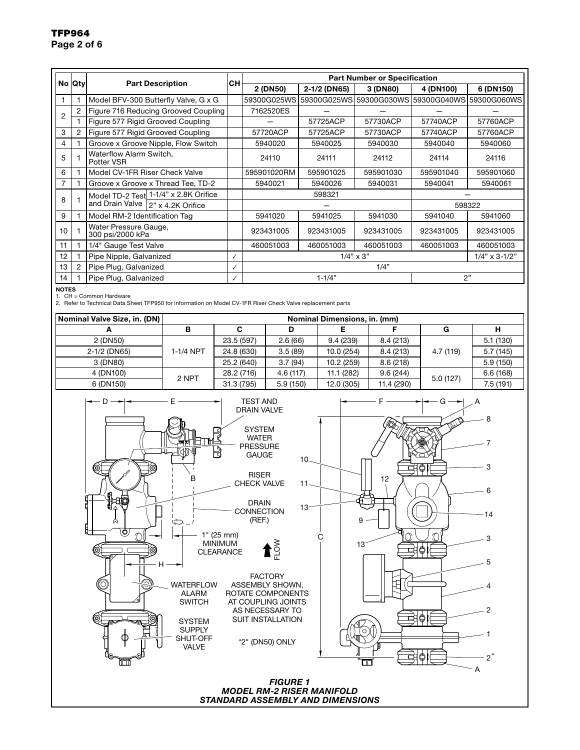| No | Qty | Part Description | | CH | Part Number or Specification | | | | |
|---|---|---|---|---|---|---|---|---|---|
| | | | | | 2 (DN50) | 2-1/2 (DN65) | 3 (DN80) | 4 (DN100) | 6 (DN150) |
| 1 | 1 | Model BFV-300 Butterfly Valve, G x G | | | 59300G025WS | 59300G025WS | 59300G030WS | 59300G040WS | 59300G060WS |
| 2 | 2 | Figure 716 Reducing Grooved Coupling | | | 7162520ES | — | — | — | — |
| | 1 | Figure 577 Rigid Grooved Coupling | | | — | 57725ACP | 57730ACP | 57740ACP | 57760ACP |
| 3 | 2 | Figure 577 Rigid Grooved Coupling | | | 57720ACP | 57725ACP | 57730ACP | 57740ACP | 57760ACP |
| 4 | 1 | Groove x Groove Nipple, Flow Switch | | | 5940020 | 5940025 | 5940030 | 5940040 | 5940060 |
| 5 | 1 | Waterflow Alarm Switch, Potter VSR | | | 24110 | 24111 | 24112 | 24114 | 24116 |
| 6 | 1 | Model CV-1FR Riser Check Valve | | | 595901020RM | 595901025 | 595901030 | 595901040 | 595901060 |
| 7 | 1 | Groove x Groove x Thread Tee, TD-2 | | | 5940021 | 5940026 | 5940031 | 5940041 | 5940061 |
| 8 | 1 | Model TD-2 Test and Drain Valve | 1-1/4" x 2.8K Orifice | | 598321 | | | — | |
| | | | 2" x 4.2K Orifice | | — | | | 598322 | |
| 9 | 1 | Model RM-2 Identification Tag | | | 5941020 | 5941025 | 5941030 | 5941040 | 5941060 |
| 10 | 1 | Water Pressure Gauge, 300 psi/2000 kPa | | | 923431005 | 923431005 | 923431005 | 923431005 | 923431005 |
| 11 | 1 | 1/4" Gauge Test Valve | | | 460051003 | 460051003 | 460051003 | 460051003 | 460051003 |
| 12 | 1 | Pipe Nipple, Galvanized | | ✓ | 1/4" x 3" | | | | 1/4" x 3-1/2" |
| 13 | 2 | Pipe Plug, Galvanized | | ✓ | 1/4" | | | | |
| 14 | 1 | Pipe Plug, Galvanized | | ✓ | 1-1/4" | | | 2" | |

**NOTES**
1. CH = Common Hardware
2. Refer to Technical Data Sheet TFP950 for information on Model CV-1FR Riser Check Valve replacement parts

| Nominal Valve Size, in. (DN) | Nominal Dimensions, in. (mm) | | | | | | |
|---|---|---|---|---|---|---|---|
| A | B | C | D | E | F | G | H |
| 2 (DN50) | 1-1/4 NPT | 23.5 (597) | 2.6 (66) | 9.4 (239) | 8.4 (213) | 4.7 (119) | 5.1 (130) |
| 2-1/2 (DN65) | | 24.8 (630) | 3.5 (89) | 10.0 (254) | 8.4 (213) | | 5.7 (145) |
| 3 (DN80) | | 25.2 (640) | 3.7 (94) | 10.2 (259) | 8.6 (218) | | 5.9 (150) |
| 4 (DN100) | 2 NPT | 28.2 (716) | 4.6 (117) | 11.1 (282) | 9.6 (244) | 5.0 (127) | 6.6 (168) |
| 6 (DN150) | | 31.3 (795) | 5.9 (150) | 12.0 (305) | 11.4 (290) | | 7.5 (191) |

TEST AND DRAIN VALVE

SYSTEM WATER PRESSURE GAUGE

RISER CHECK VALVE

DRAIN CONNECTION (REF.)

1" (25 mm) MINIMUM CLEARANCE

WATERFLOW ALARM SWITCH

SYSTEM SUPPLY SHUT-OFF VALVE

FLOW

FACTORY ASSEMBLY SHOWN, ROTATE COMPONENTS AT COUPLING JOINTS AS NECESSARY TO SUIT INSTALLATION

*2" (DN50) ONLY

***FIGURE 1***
***MODEL RM-2 RISER MANIFOLD***
***STANDARD ASSEMBLY AND DIMENSIONS***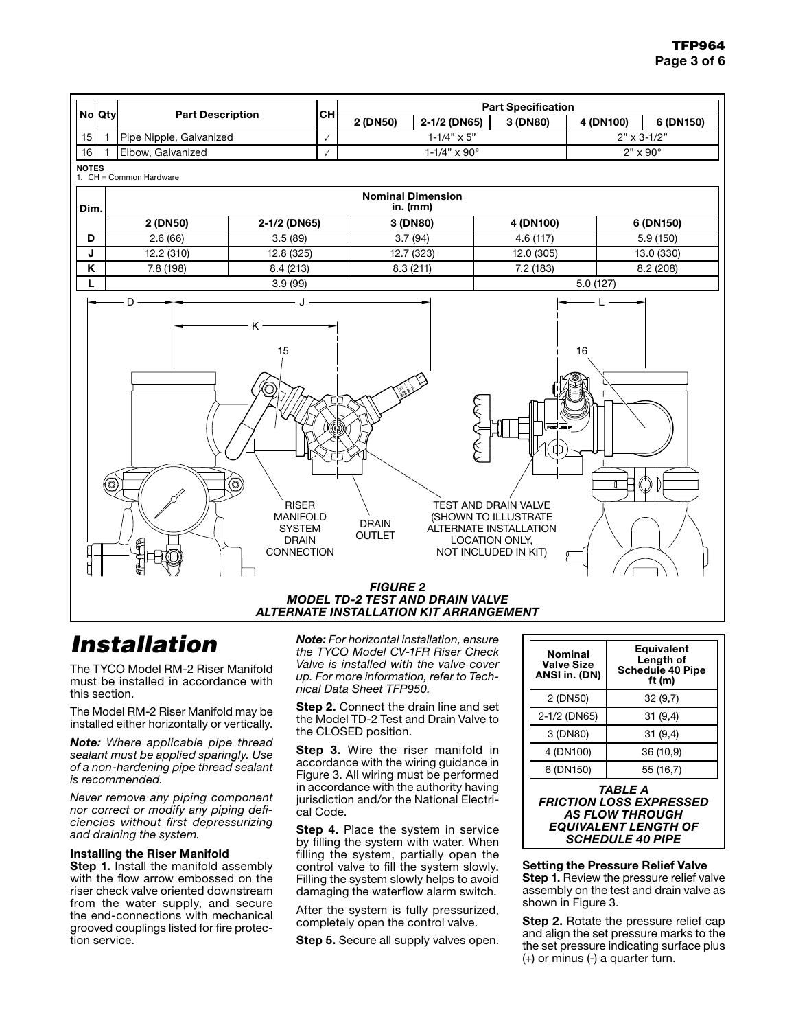| No | Qty | Part Description | CH | Part Specification | | | | |
|---|---|---|---|---|---|---|---|---|
| | | | | 2 (DN50) | 2-1/2 (DN65) | 3 (DN80) | 4 (DN100) | 6 (DN150) |
| 15 | 1 | Pipe Nipple, Galvanized | ✓ | 1-1/4" x 5" | | | 2" x 3-1/2" | |
| 16 | 1 | Elbow, Galvanized | ✓ | 1-1/4" x 90° | | | 2" x 90° | |

**NOTES**
1. CH = Common Hardware

| Dim. | Nominal Dimension in. (mm) | | | | |
|---|---|---|---|---|---|
| | 2 (DN50) | 2-1/2 (DN65) | 3 (DN80) | 4 (DN100) | 6 (DN150) |
| D | 2.6 (66) | 3.5 (89) | 3.7 (94) | 4.6 (117) | 5.9 (150) |
| J | 12.2 (310) | 12.8 (325) | 12.7 (323) | 12.0 (305) | 13.0 (330) |
| K | 7.8 (198) | 8.4 (213) | 8.3 (211) | 7.2 (183) | 8.2 (208) |
| L | 3.9 (99) | | | 5.0 (127) | |

D J K L 15 16

RISER MANIFOLD SYSTEM DRAIN CONNECTION

DRAIN OUTLET

TEST AND DRAIN VALVE (SHOWN TO ILLUSTRATE ALTERNATE INSTALLATION LOCATION ONLY, NOT INCLUDED IN KIT)

*FIGURE 2*
*MODEL TD-2 TEST AND DRAIN VALVE*
*ALTERNATE INSTALLATION KIT ARRANGEMENT*

# Installation

The TYCO Model RM-2 Riser Manifold must be installed in accordance with this section.

The Model RM-2 Riser Manifold may be installed either horizontally or vertically.

***Note:** Where applicable pipe thread sealant must be applied sparingly. Use of a non-hardening pipe thread sealant is recommended.*

*Never remove any piping component nor correct or modify any piping deficiencies without first depressurizing and draining the system.*

**Installing the Riser Manifold**

**Step 1.** Install the manifold assembly with the flow arrow embossed on the riser check valve oriented downstream from the water supply, and secure the end-connections with mechanical grooved couplings listed for fire protection service.

***Note:** For horizontal installation, ensure the TYCO Model CV-1FR Riser Check Valve is installed with the valve cover up. For more information, refer to Technical Data Sheet TFP950.*

**Step 2.** Connect the drain line and set the Model TD-2 Test and Drain Valve to the CLOSED position.

**Step 3.** Wire the riser manifold in accordance with the wiring guidance in Figure 3. All wiring must be performed in accordance with the authority having jurisdiction and/or the National Electrical Code.

**Step 4.** Place the system in service by filling the system with water. When filling the system, partially open the control valve to fill the system slowly. Filling the system slowly helps to avoid damaging the waterflow alarm switch.

After the system is fully pressurized, completely open the control valve.

**Step 5.** Secure all supply valves open.

| Nominal Valve Size ANSI in. (DN) | Equivalent Length of Schedule 40 Pipe ft (m) |
|---|---|
| 2 (DN50) | 32 (9,7) |
| 2-1/2 (DN65) | 31 (9,4) |
| 3 (DN80) | 31 (9,4) |
| 4 (DN100) | 36 (10,9) |
| 6 (DN150) | 55 (16,7) |

*TABLE A*
*FRICTION LOSS EXPRESSED AS FLOW THROUGH EQUIVALENT LENGTH OF SCHEDULE 40 PIPE*

**Setting the Pressure Relief Valve**

**Step 1.** Review the pressure relief valve assembly on the test and drain valve as shown in Figure 3.

**Step 2.** Rotate the pressure relief cap and align the set pressure marks to the the set pressure indicating surface plus (+) or minus (-) a quarter turn.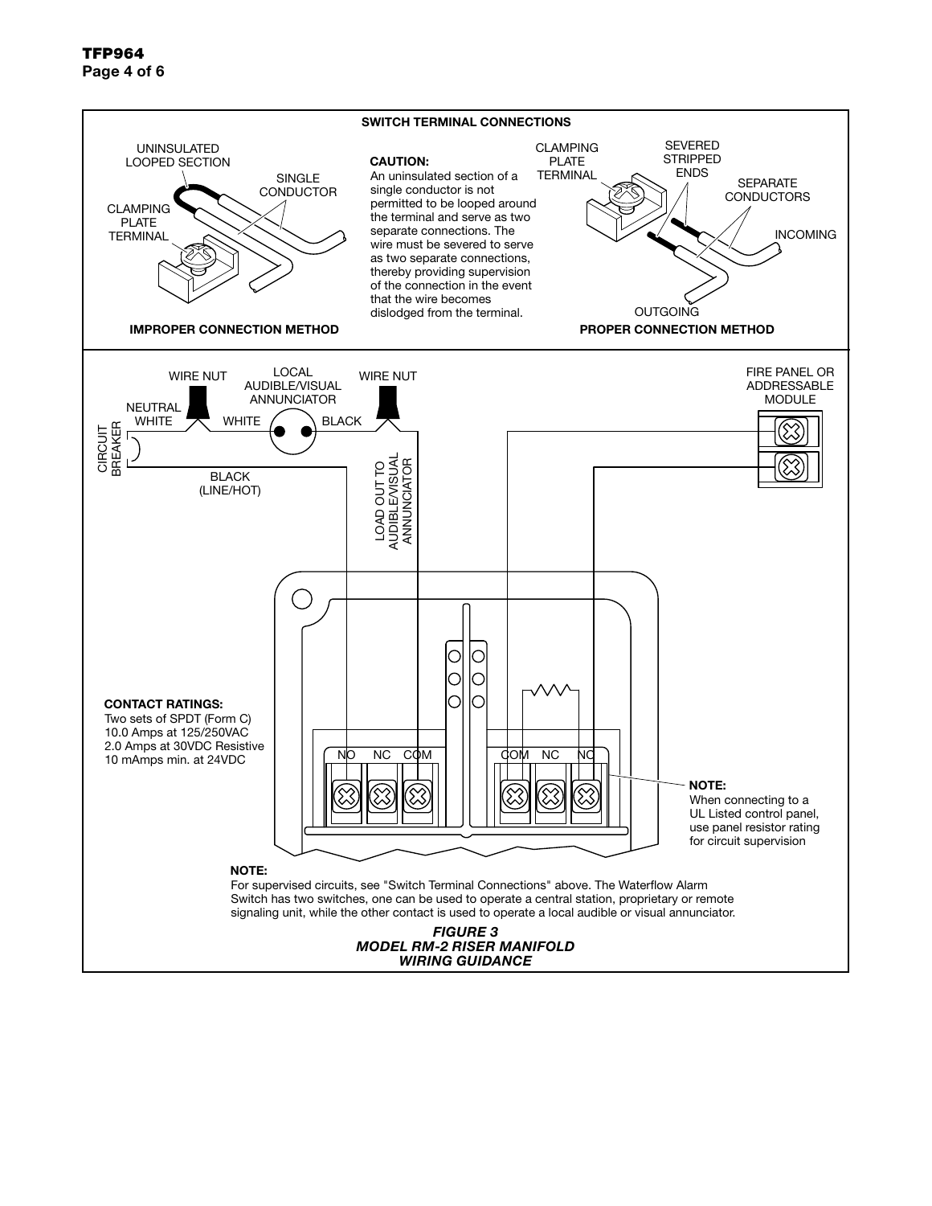**SWITCH TERMINAL CONNECTIONS**

UNINSULATED LOOPED SECTION

SINGLE CONDUCTOR

CLAMPING PLATE TERMINAL

**IMPROPER CONNECTION METHOD**

**CAUTION:**
An uninsulated section of a single conductor is not permitted to be looped around the terminal and serve as two separate connections. The wire must be severed to serve as two separate connections, thereby providing supervision of the connection in the event that the wire becomes dislodged from the terminal.

CLAMPING PLATE TERMINAL

SEVERED STRIPPED ENDS

SEPARATE CONDUCTORS

INCOMING

OUTGOING

**PROPER CONNECTION METHOD**

WIRE NUT

LOCAL AUDIBLE/VISUAL ANNUNCIATOR

WIRE NUT

NEUTRAL WHITE

WHITE

BLACK

CIRCUIT BREAKER

BLACK (LINE/HOT)

LOAD OUT TO AUDIBLE/VISUAL ANNUNCIATOR

FIRE PANEL OR ADDRESSABLE MODULE

**CONTACT RATINGS:**
Two sets of SPDT (Form C)
10.0 Amps at 125/250VAC
2.0 Amps at 30VDC Resistive
10 mAmps min. at 24VDC

NO NC COM COM NC NO

**NOTE:**
When connecting to a UL Listed control panel, use panel resistor rating for circuit supervision

**NOTE:**
For supervised circuits, see "Switch Terminal Connections" above. The Waterflow Alarm Switch has two switches, one can be used to operate a central station, proprietary or remote signaling unit, while the other contact is used to operate a local audible or visual annunciator.

***FIGURE 3***
***MODEL RM-2 RISER MANIFOLD***
***WIRING GUIDANCE***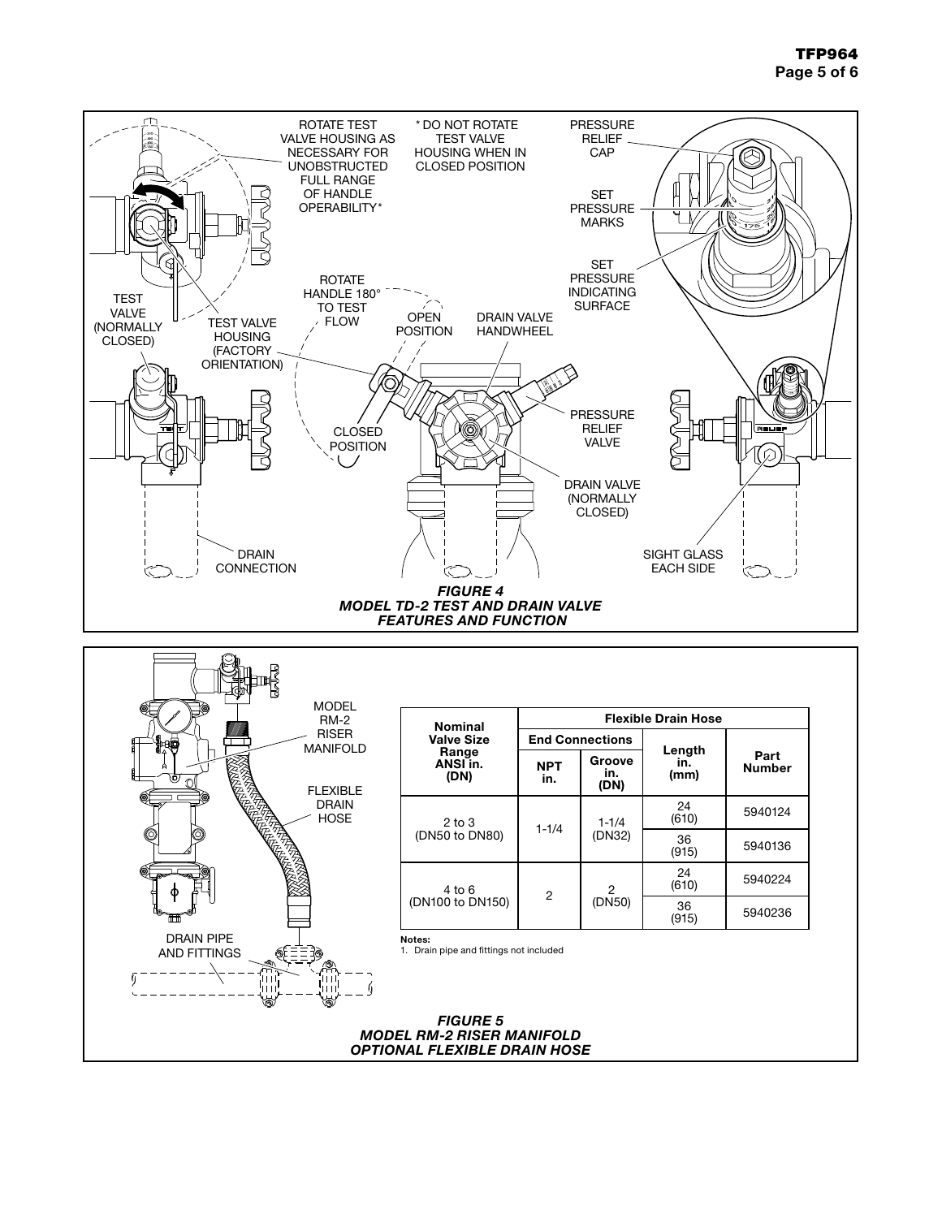*FIGURE 4*
*MODEL TD-2 TEST AND DRAIN VALVE FEATURES AND FUNCTION*

| Nominal Valve Size Range ANSI in. (DN) | Flexible Drain Hose | | | |
|---|---|---|---|---|
| | End Connections | | Length in. (mm) | Part Number |
| | NPT in. | Groove in. (DN) | | |
| 2 to 3 (DN50 to DN80) | 1-1/4 | 1-1/4 (DN32) | 24 (610) | 5940124 |
| | | | 36 (915) | 5940136 |
| 4 to 6 (DN100 to DN150) | 2 | 2 (DN50) | 24 (610) | 5940224 |
| | | | 36 (915) | 5940236 |

**Notes:**
1. Drain pipe and fittings not included

*FIGURE 5*
*MODEL RM-2 RISER MANIFOLD OPTIONAL FLEXIBLE DRAIN HOSE*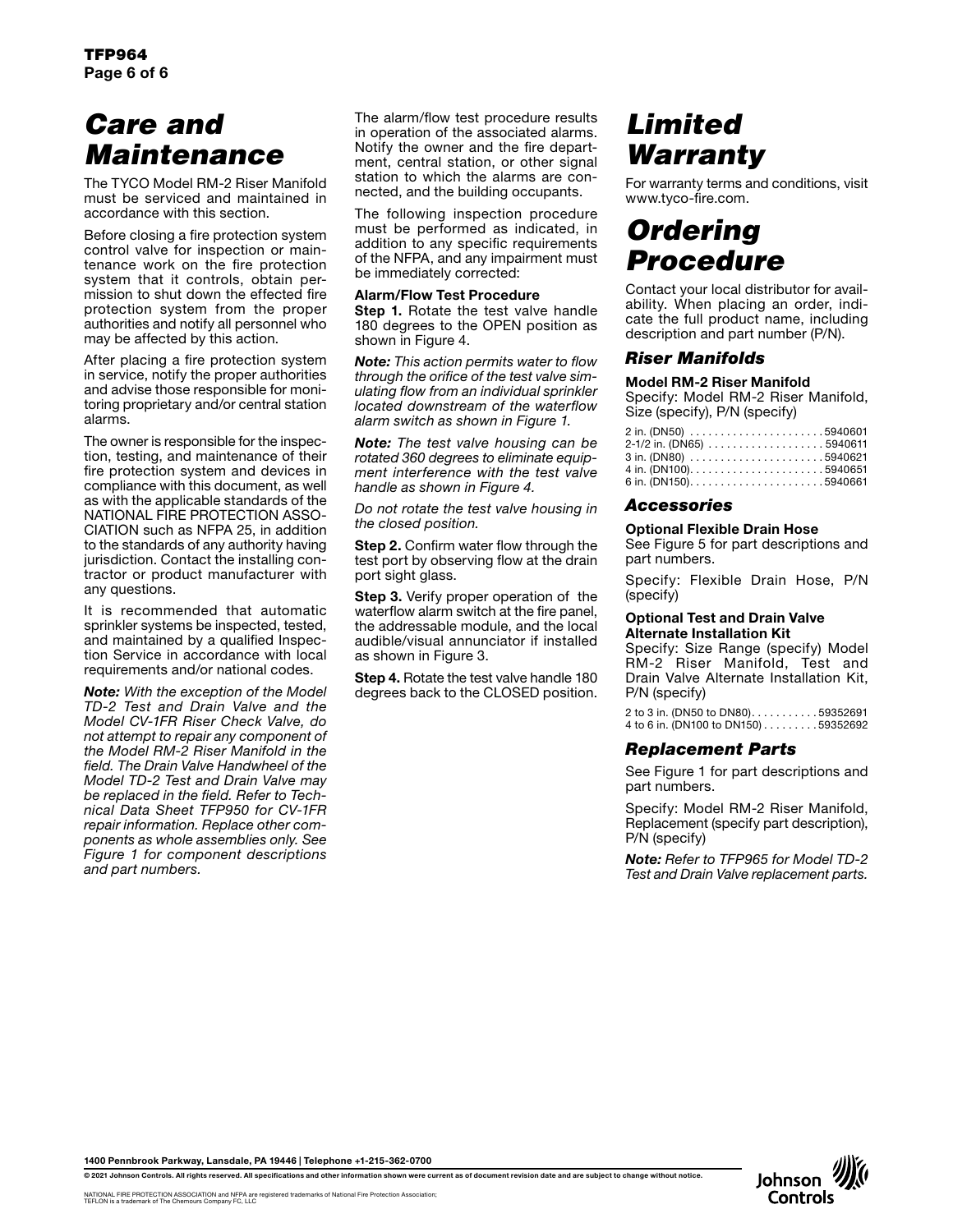# Care and Maintenance

The TYCO Model RM-2 Riser Manifold must be serviced and maintained in accordance with this section.

Before closing a fire protection system control valve for inspection or maintenance work on the fire protection system that it controls, obtain permission to shut down the effected fire protection system from the proper authorities and notify all personnel who may be affected by this action.

After placing a fire protection system in service, notify the proper authorities and advise those responsible for monitoring proprietary and/or central station alarms.

The owner is responsible for the inspection, testing, and maintenance of their fire protection system and devices in compliance with this document, as well as with the applicable standards of the NATIONAL FIRE PROTECTION ASSOCIATION such as NFPA 25, in addition to the standards of any authority having jurisdiction. Contact the installing contractor or product manufacturer with any questions.

It is recommended that automatic sprinkler systems be inspected, tested, and maintained by a qualified Inspection Service in accordance with local requirements and/or national codes.

***Note:*** *With the exception of the Model TD-2 Test and Drain Valve and the Model CV-1FR Riser Check Valve, do not attempt to repair any component of the Model RM-2 Riser Manifold in the field. The Drain Valve Handwheel of the Model TD-2 Test and Drain Valve may be replaced in the field. Refer to Technical Data Sheet TFP950 for CV-1FR repair information. Replace other components as whole assemblies only. See Figure 1 for component descriptions and part numbers.*

The alarm/flow test procedure results in operation of the associated alarms. Notify the owner and the fire department, central station, or other signal station to which the alarms are connected, and the building occupants.

The following inspection procedure must be performed as indicated, in addition to any specific requirements of the NFPA, and any impairment must be immediately corrected:

**Alarm/Flow Test Procedure**

**Step 1.** Rotate the test valve handle 180 degrees to the OPEN position as shown in Figure 4.

***Note:*** *This action permits water to flow through the orifice of the test valve simulating flow from an individual sprinkler located downstream of the waterflow alarm switch as shown in Figure 1.*

***Note:*** *The test valve housing can be rotated 360 degrees to eliminate equipment interference with the test valve handle as shown in Figure 4.*

*Do not rotate the test valve housing in the closed position.*

**Step 2.** Confirm water flow through the test port by observing flow at the drain port sight glass.

**Step 3.** Verify proper operation of the waterflow alarm switch at the fire panel, the addressable module, and the local audible/visual annunciator if installed as shown in Figure 3.

**Step 4.** Rotate the test valve handle 180 degrees back to the CLOSED position.

# Limited Warranty

For warranty terms and conditions, visit www.tyco-fire.com.

# Ordering Procedure

Contact your local distributor for availability. When placing an order, indicate the full product name, including description and part number (P/N).

## Riser Manifolds

**Model RM-2 Riser Manifold**

Specify: Model RM-2 Riser Manifold, Size (specify), P/N (specify)

2 in. (DN50) . . . . . . . . . . . . . . . . . . . . . . 5940601
2-1/2 in. (DN65) . . . . . . . . . . . . . . . . . . . 5940611
3 in. (DN80) . . . . . . . . . . . . . . . . . . . . . . 5940621
4 in. (DN100). . . . . . . . . . . . . . . . . . . . . . 5940651
6 in. (DN150). . . . . . . . . . . . . . . . . . . . . . 5940661

## Accessories

**Optional Flexible Drain Hose**

See Figure 5 for part descriptions and part numbers.

Specify: Flexible Drain Hose, P/N (specify)

**Optional Test and Drain Valve Alternate Installation Kit**

Specify: Size Range (specify) Model RM-2 Riser Manifold, Test and Drain Valve Alternate Installation Kit, P/N (specify)

2 to 3 in. (DN50 to DN80). . . . . . . . . . . 59352691
4 to 6 in. (DN100 to DN150) . . . . . . . . . 59352692

## Replacement Parts

See Figure 1 for part descriptions and part numbers.

Specify: Model RM-2 Riser Manifold, Replacement (specify part description), P/N (specify)

***Note:*** *Refer to TFP965 for Model TD-2 Test and Drain Valve replacement parts.*

1400 Pennbrook Parkway, Lansdale, PA 19446 | Telephone +1-215-362-0700

© 2021 Johnson Controls. All rights reserved. All specifications and other information shown were current as of document revision date and are subject to change without notice.

NATIONAL FIRE PROTECTION ASSOCIATION and NFPA are registered trademarks of National Fire Protection Association; TEFLON is a trademark of The Chemours Company FC, LLC